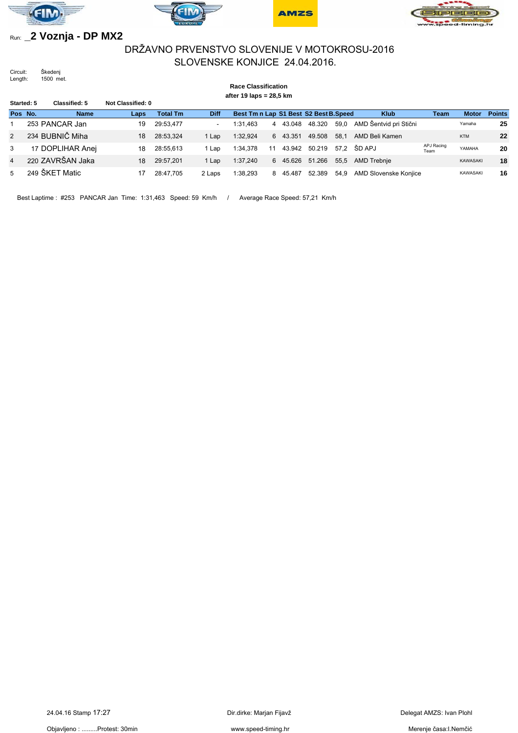Run: _**2 Voznja - DP MX2**

# DRŽAVNO PRVENSTVO SLOVENIJE V MOTOKROSU-2016
# SLOVENSKE KONJICE 24.04.2016.

Circuit: Škedenj
Length: 1500 met.

**Race Classification**
**after 19 laps = 28,5 km**

**Started: 5** **Classified: 5** **Not Classified: 0**

| Pos | No. | Name | Laps | Total Tm | Diff | Best Tm | n Lap | S1 Best | S2 Best | B.Speed | Klub | Team | Motor | Points |
|---|---|---|---|---|---|---|---|---|---|---|---|---|---|---|
| 1 | 253 | PANCAR Jan | 19 | 29:53,477 | - | 1:31,463 | 4 | 43.048 | 48.320 | 59,0 | AMD Šentvid pri Stični | | Yamaha | **25** |
| 2 | 234 | BUBNIČ Miha | 18 | 28:53,324 | 1 Lap | 1:32,924 | 6 | 43.351 | 49.508 | 58,1 | AMD Beli Kamen | | KTM | **22** |
| 3 | 17 | DOPLIHAR Anej | 18 | 28:55,613 | 1 Lap | 1:34,378 | 11 | 43.942 | 50.219 | 57,2 | ŠD APJ | APJ Racing Team | YAMAHA | **20** |
| 4 | 220 | ZAVRŠAN Jaka | 18 | 29:57,201 | 1 Lap | 1:37,240 | 6 | 45.626 | 51.266 | 55,5 | AMD Trebnje | | KAWASAKI | **18** |
| 5 | 249 | ŠKET Matic | 17 | 28:47,705 | 2 Laps | 1:38,293 | 8 | 45.487 | 52.389 | 54,9 | AMD Slovenske Konjice | | KAWASAKI | **16** |

Best Laptime : #253 PANCAR Jan Time: 1:31,463 Speed: 59 Km/h / Average Race Speed: 57,21 Km/h

24.04.16 Stamp 17:27

Dir.dirke: Marjan Fijavž

Delegat AMZS: Ivan Plohl

Objavljeno : .........Protest: 30min

www.speed-timing.hr

Merenje časa:I.Nemčić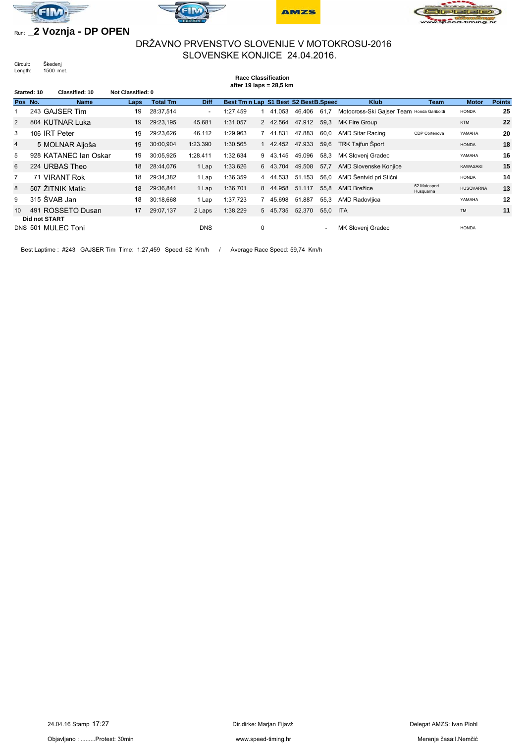Run: **_2 Voznja - DP OPEN**

## DRŽAVNO PRVENSTVO SLOVENIJE V MOTOKROSU-2016
## SLOVENSKE KONJICE 24.04.2016.

Circuit: Škedenj
Length: 1500 met.

**Race Classification**
**after 19 laps = 28,5 km**

**Started: 10** **Classified: 10** **Not Classified: 0**

| Pos | No. | Name | Laps | Total Tm | Diff | Best Tm | n Lap | S1 Best | S2 Best | B.Speed | Klub | Team | Motor | Points |
|---|---|---|---|---|---|---|---|---|---|---|---|---|---|---|
| 1 | 243 | GAJSER Tim | 19 | 28:37,514 | - | 1:27,459 | 1 | 41.053 | 46.406 | 61,7 | Motocross-Ski Gajser Team | Honda Gariboldi | HONDA | 25 |
| 2 | 804 | KUTNAR Luka | 19 | 29:23,195 | 45.681 | 1:31,057 | 2 | 42.564 | 47.912 | 59,3 | MK Fire Group | | KTM | 22 |
| 3 | 106 | IRT Peter | 19 | 29:23,626 | 46.112 | 1:29,963 | 7 | 41.831 | 47.883 | 60,0 | AMD Sitar Racing | CDP Cortenova | YAMAHA | 20 |
| 4 | 5 | MOLNAR Aljoša | 19 | 30:00,904 | 1:23.390 | 1:30,565 | 1 | 42.452 | 47.933 | 59,6 | TRK Tajfun Šport | | HONDA | 18 |
| 5 | 928 | KATANEC Ian Oskar | 19 | 30:05,925 | 1:28.411 | 1:32,634 | 9 | 43.145 | 49.096 | 58,3 | MK Slovenj Gradec | | YAMAHA | 16 |
| 6 | 224 | URBAS Theo | 18 | 28:44,076 | 1 Lap | 1:33,626 | 6 | 43.704 | 49.508 | 57,7 | AMD Slovenske Konjice | | KAWASAKI | 15 |
| 7 | 71 | VIRANT Rok | 18 | 29:34,382 | 1 Lap | 1:36,359 | 4 | 44.533 | 51.153 | 56,0 | AMD Šentvid pri Stični | | HONDA | 14 |
| 8 | 507 | ŽITNIK Matic | 18 | 29:36,841 | 1 Lap | 1:36,701 | 8 | 44.958 | 51.117 | 55,8 | AMD Brežice | 62 Motosport Husquarna | HUSQVARNA | 13 |
| 9 | 315 | ŠVAB Jan | 18 | 30:18,668 | 1 Lap | 1:37,723 | 7 | 45.698 | 51.887 | 55,3 | AMD Radovljica | | YAMAHA | 12 |
| 10 | 491 | ROSSETO Dusan | 17 | 29:07,137 | 2 Laps | 1:38,229 | 5 | 45.735 | 52.370 | 55,0 | ITA | | TM | 11 |
| **Did not START** | | | | | | | | | | | | | | |
| DNS | 501 | MULEC Toni | | | DNS | | 0 | | | - | MK Slovenj Gradec | | HONDA | |

Best Laptime : #243 GAJSER Tim Time: 1:27,459 Speed: 62 Km/h / Average Race Speed: 59,74 Km/h

24.04.16 Stamp 17:27 — Dir.dirke: Marjan Fijavž — Delegat AMZS: Ivan Plohl

Objavljeno : .........Protest: 30min — www.speed-timing.hr — Merenje časa:I.Nemčić